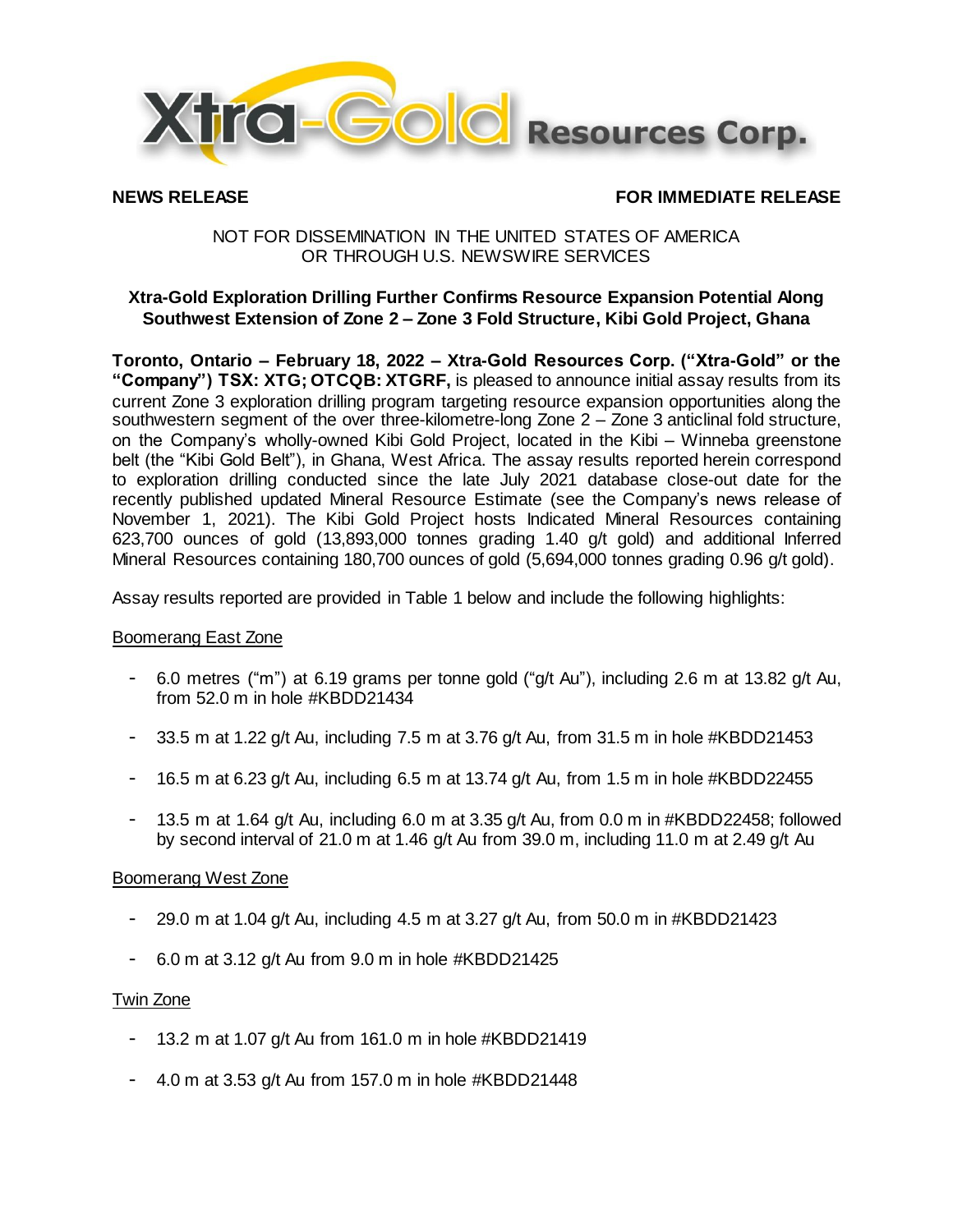# Xtra-Gold Resources Corp.

**NEWS RELEASE** **FOR IMMEDIATE RELEASE**

NOT FOR DISSEMINATION IN THE UNITED STATES OF AMERICA
OR THROUGH U.S. NEWSWIRE SERVICES

## Xtra-Gold Exploration Drilling Further Confirms Resource Expansion Potential Along Southwest Extension of Zone 2 – Zone 3 Fold Structure, Kibi Gold Project, Ghana

**Toronto, Ontario – February 18, 2022 – Xtra-Gold Resources Corp. ("Xtra-Gold" or the "Company") TSX: XTG; OTCQB: XTGRF,** is pleased to announce initial assay results from its current Zone 3 exploration drilling program targeting resource expansion opportunities along the southwestern segment of the over three-kilometre-long Zone 2 – Zone 3 anticlinal fold structure, on the Company's wholly-owned Kibi Gold Project, located in the Kibi – Winneba greenstone belt (the "Kibi Gold Belt"), in Ghana, West Africa. The assay results reported herein correspond to exploration drilling conducted since the late July 2021 database close-out date for the recently published updated Mineral Resource Estimate (see the Company's news release of November 1, 2021). The Kibi Gold Project hosts Indicated Mineral Resources containing 623,700 ounces of gold (13,893,000 tonnes grading 1.40 g/t gold) and additional Inferred Mineral Resources containing 180,700 ounces of gold (5,694,000 tonnes grading 0.96 g/t gold).

Assay results reported are provided in Table 1 below and include the following highlights:

Boomerang East Zone

- 6.0 metres ("m") at 6.19 grams per tonne gold ("g/t Au"), including 2.6 m at 13.82 g/t Au, from 52.0 m in hole #KBDD21434
- 33.5 m at 1.22 g/t Au, including 7.5 m at 3.76 g/t Au, from 31.5 m in hole #KBDD21453
- 16.5 m at 6.23 g/t Au, including 6.5 m at 13.74 g/t Au, from 1.5 m in hole #KBDD22455
- 13.5 m at 1.64 g/t Au, including 6.0 m at 3.35 g/t Au, from 0.0 m in #KBDD22458; followed by second interval of 21.0 m at 1.46 g/t Au from 39.0 m, including 11.0 m at 2.49 g/t Au

Boomerang West Zone

- 29.0 m at 1.04 g/t Au, including 4.5 m at 3.27 g/t Au, from 50.0 m in #KBDD21423
- 6.0 m at 3.12 g/t Au from 9.0 m in hole #KBDD21425

Twin Zone

- 13.2 m at 1.07 g/t Au from 161.0 m in hole #KBDD21419
- 4.0 m at 3.53 g/t Au from 157.0 m in hole #KBDD21448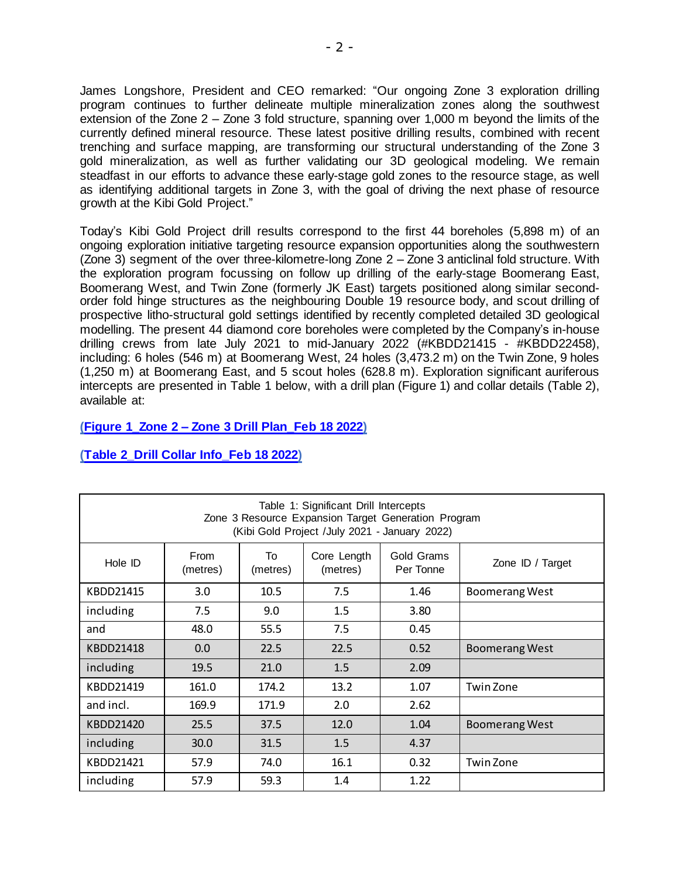James Longshore, President and CEO remarked: "Our ongoing Zone 3 exploration drilling program continues to further delineate multiple mineralization zones along the southwest extension of the Zone 2 – Zone 3 fold structure, spanning over 1,000 m beyond the limits of the currently defined mineral resource. These latest positive drilling results, combined with recent trenching and surface mapping, are transforming our structural understanding of the Zone 3 gold mineralization, as well as further validating our 3D geological modeling. We remain steadfast in our efforts to advance these early-stage gold zones to the resource stage, as well as identifying additional targets in Zone 3, with the goal of driving the next phase of resource growth at the Kibi Gold Project."

Today's Kibi Gold Project drill results correspond to the first 44 boreholes (5,898 m) of an ongoing exploration initiative targeting resource expansion opportunities along the southwestern (Zone 3) segment of the over three-kilometre-long Zone 2 – Zone 3 anticlinal fold structure. With the exploration program focussing on follow up drilling of the early-stage Boomerang East, Boomerang West, and Twin Zone (formerly JK East) targets positioned along similar second-order fold hinge structures as the neighbouring Double 19 resource body, and scout drilling of prospective litho-structural gold settings identified by recently completed detailed 3D geological modelling. The present 44 diamond core boreholes were completed by the Company's in-house drilling crews from late July 2021 to mid-January 2022 (#KBDD21415 - #KBDD22458), including: 6 holes (546 m) at Boomerang West, 24 holes (3,473.2 m) on the Twin Zone, 9 holes (1,250 m) at Boomerang East, and 5 scout holes (628.8 m). Exploration significant auriferous intercepts are presented in Table 1 below, with a drill plan (Figure 1) and collar details (Table 2), available at:

**(Figure 1_Zone 2 – Zone 3 Drill Plan_Feb 18 2022)**

**(Table 2_Drill Collar Info_Feb 18 2022)**

Table 1: Significant Drill Intercepts
Zone 3 Resource Expansion Target Generation Program
(Kibi Gold Project /July 2021 - January 2022)

| Hole ID | From (metres) | To (metres) | Core Length (metres) | Gold Grams Per Tonne | Zone ID / Target |
|---|---|---|---|---|---|
| KBDD21415 | 3.0 | 10.5 | 7.5 | 1.46 | Boomerang West |
| including | 7.5 | 9.0 | 1.5 | 3.80 | |
| and | 48.0 | 55.5 | 7.5 | 0.45 | |
| KBDD21418 | 0.0 | 22.5 | 22.5 | 0.52 | Boomerang West |
| including | 19.5 | 21.0 | 1.5 | 2.09 | |
| KBDD21419 | 161.0 | 174.2 | 13.2 | 1.07 | Twin Zone |
| and incl. | 169.9 | 171.9 | 2.0 | 2.62 | |
| KBDD21420 | 25.5 | 37.5 | 12.0 | 1.04 | Boomerang West |
| including | 30.0 | 31.5 | 1.5 | 4.37 | |
| KBDD21421 | 57.9 | 74.0 | 16.1 | 0.32 | Twin Zone |
| including | 57.9 | 59.3 | 1.4 | 1.22 | |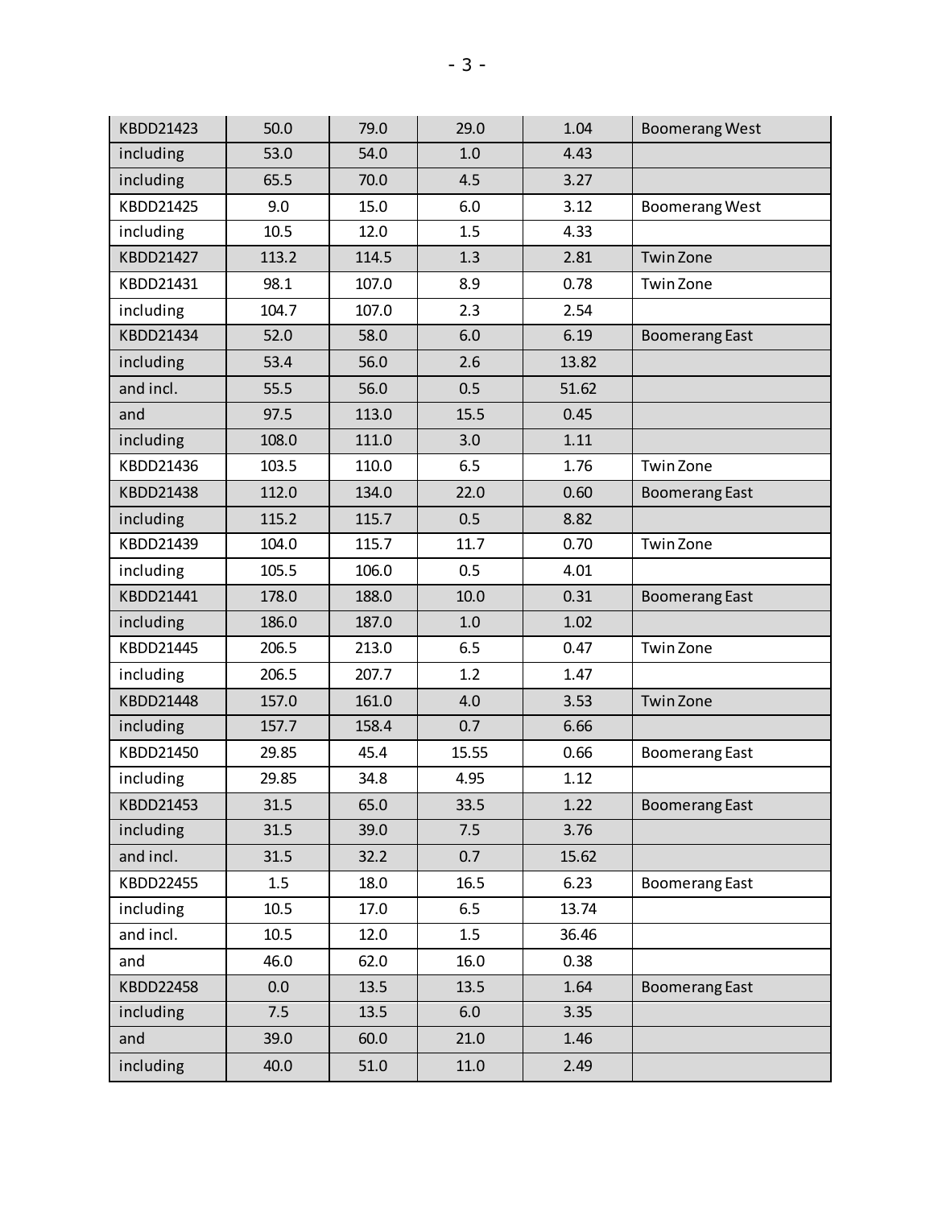| KBDD21423 | 50.0 | 79.0 | 29.0 | 1.04 | Boomerang West |
|---|---|---|---|---|---|
| including | 53.0 | 54.0 | 1.0 | 4.43 | |
| including | 65.5 | 70.0 | 4.5 | 3.27 | |
| KBDD21425 | 9.0 | 15.0 | 6.0 | 3.12 | Boomerang West |
| including | 10.5 | 12.0 | 1.5 | 4.33 | |
| KBDD21427 | 113.2 | 114.5 | 1.3 | 2.81 | Twin Zone |
| KBDD21431 | 98.1 | 107.0 | 8.9 | 0.78 | Twin Zone |
| including | 104.7 | 107.0 | 2.3 | 2.54 | |
| KBDD21434 | 52.0 | 58.0 | 6.0 | 6.19 | Boomerang East |
| including | 53.4 | 56.0 | 2.6 | 13.82 | |
| and incl. | 55.5 | 56.0 | 0.5 | 51.62 | |
| and | 97.5 | 113.0 | 15.5 | 0.45 | |
| including | 108.0 | 111.0 | 3.0 | 1.11 | |
| KBDD21436 | 103.5 | 110.0 | 6.5 | 1.76 | Twin Zone |
| KBDD21438 | 112.0 | 134.0 | 22.0 | 0.60 | Boomerang East |
| including | 115.2 | 115.7 | 0.5 | 8.82 | |
| KBDD21439 | 104.0 | 115.7 | 11.7 | 0.70 | Twin Zone |
| including | 105.5 | 106.0 | 0.5 | 4.01 | |
| KBDD21441 | 178.0 | 188.0 | 10.0 | 0.31 | Boomerang East |
| including | 186.0 | 187.0 | 1.0 | 1.02 | |
| KBDD21445 | 206.5 | 213.0 | 6.5 | 0.47 | Twin Zone |
| including | 206.5 | 207.7 | 1.2 | 1.47 | |
| KBDD21448 | 157.0 | 161.0 | 4.0 | 3.53 | Twin Zone |
| including | 157.7 | 158.4 | 0.7 | 6.66 | |
| KBDD21450 | 29.85 | 45.4 | 15.55 | 0.66 | Boomerang East |
| including | 29.85 | 34.8 | 4.95 | 1.12 | |
| KBDD21453 | 31.5 | 65.0 | 33.5 | 1.22 | Boomerang East |
| including | 31.5 | 39.0 | 7.5 | 3.76 | |
| and incl. | 31.5 | 32.2 | 0.7 | 15.62 | |
| KBDD22455 | 1.5 | 18.0 | 16.5 | 6.23 | Boomerang East |
| including | 10.5 | 17.0 | 6.5 | 13.74 | |
| and incl. | 10.5 | 12.0 | 1.5 | 36.46 | |
| and | 46.0 | 62.0 | 16.0 | 0.38 | |
| KBDD22458 | 0.0 | 13.5 | 13.5 | 1.64 | Boomerang East |
| including | 7.5 | 13.5 | 6.0 | 3.35 | |
| and | 39.0 | 60.0 | 21.0 | 1.46 | |
| including | 40.0 | 51.0 | 11.0 | 2.49 | |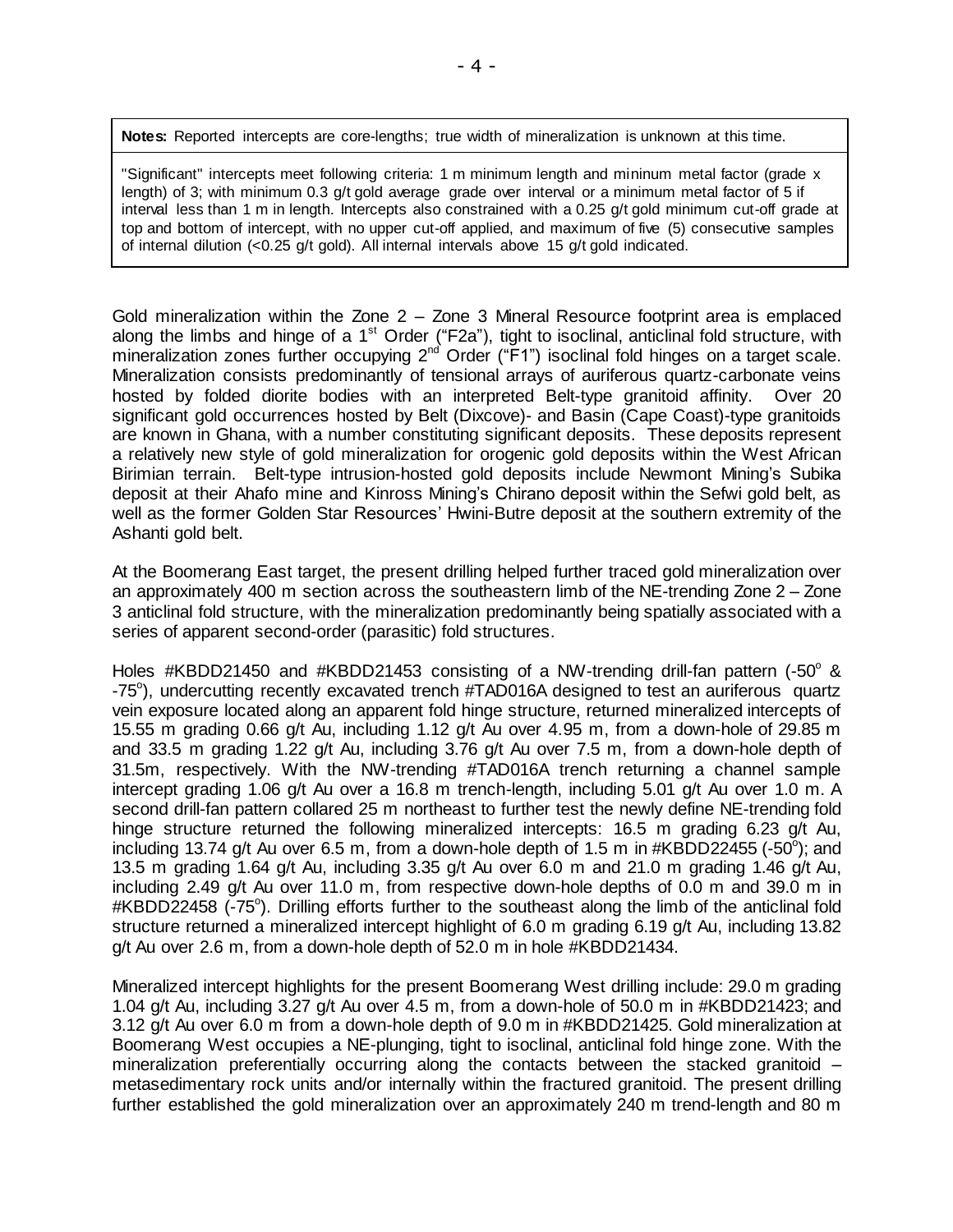**Notes:** Reported intercepts are core-lengths; true width of mineralization is unknown at this time.

"Significant" intercepts meet following criteria: 1 m minimum length and mininum metal factor (grade x length) of 3; with minimum 0.3 g/t gold average grade over interval or a minimum metal factor of 5 if interval less than 1 m in length. Intercepts also constrained with a 0.25 g/t gold minimum cut-off grade at top and bottom of intercept, with no upper cut-off applied, and maximum of five (5) consecutive samples of internal dilution (<0.25 g/t gold). All internal intervals above 15 g/t gold indicated.

Gold mineralization within the Zone 2 – Zone 3 Mineral Resource footprint area is emplaced along the limbs and hinge of a 1st Order ("F2a"), tight to isoclinal, anticlinal fold structure, with mineralization zones further occupying 2nd Order ("F1") isoclinal fold hinges on a target scale. Mineralization consists predominantly of tensional arrays of auriferous quartz-carbonate veins hosted by folded diorite bodies with an interpreted Belt-type granitoid affinity. Over 20 significant gold occurrences hosted by Belt (Dixcove)- and Basin (Cape Coast)-type granitoids are known in Ghana, with a number constituting significant deposits. These deposits represent a relatively new style of gold mineralization for orogenic gold deposits within the West African Birimian terrain. Belt-type intrusion-hosted gold deposits include Newmont Mining's Subika deposit at their Ahafo mine and Kinross Mining's Chirano deposit within the Sefwi gold belt, as well as the former Golden Star Resources' Hwini-Butre deposit at the southern extremity of the Ashanti gold belt.

At the Boomerang East target, the present drilling helped further traced gold mineralization over an approximately 400 m section across the southeastern limb of the NE-trending Zone 2 – Zone 3 anticlinal fold structure, with the mineralization predominantly being spatially associated with a series of apparent second-order (parasitic) fold structures.

Holes #KBDD21450 and #KBDD21453 consisting of a NW-trending drill-fan pattern (-50° & -75°), undercutting recently excavated trench #TAD016A designed to test an auriferous quartz vein exposure located along an apparent fold hinge structure, returned mineralized intercepts of 15.55 m grading 0.66 g/t Au, including 1.12 g/t Au over 4.95 m, from a down-hole of 29.85 m and 33.5 m grading 1.22 g/t Au, including 3.76 g/t Au over 7.5 m, from a down-hole depth of 31.5m, respectively. With the NW-trending #TAD016A trench returning a channel sample intercept grading 1.06 g/t Au over a 16.8 m trench-length, including 5.01 g/t Au over 1.0 m. A second drill-fan pattern collared 25 m northeast to further test the newly define NE-trending fold hinge structure returned the following mineralized intercepts: 16.5 m grading 6.23 g/t Au, including 13.74 g/t Au over 6.5 m, from a down-hole depth of 1.5 m in #KBDD22455 (-50°); and 13.5 m grading 1.64 g/t Au, including 3.35 g/t Au over 6.0 m and 21.0 m grading 1.46 g/t Au, including 2.49 g/t Au over 11.0 m, from respective down-hole depths of 0.0 m and 39.0 m in #KBDD22458 (-75°). Drilling efforts further to the southeast along the limb of the anticlinal fold structure returned a mineralized intercept highlight of 6.0 m grading 6.19 g/t Au, including 13.82 g/t Au over 2.6 m, from a down-hole depth of 52.0 m in hole #KBDD21434.

Mineralized intercept highlights for the present Boomerang West drilling include: 29.0 m grading 1.04 g/t Au, including 3.27 g/t Au over 4.5 m, from a down-hole of 50.0 m in #KBDD21423; and 3.12 g/t Au over 6.0 m from a down-hole depth of 9.0 m in #KBDD21425. Gold mineralization at Boomerang West occupies a NE-plunging, tight to isoclinal, anticlinal fold hinge zone. With the mineralization preferentially occurring along the contacts between the stacked granitoid – metasedimentary rock units and/or internally within the fractured granitoid. The present drilling further established the gold mineralization over an approximately 240 m trend-length and 80 m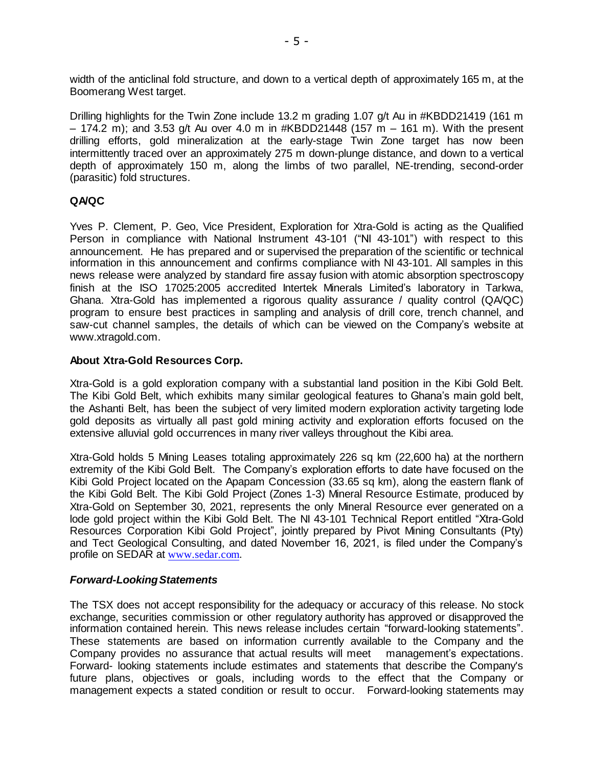width of the anticlinal fold structure, and down to a vertical depth of approximately 165 m, at the Boomerang West target.

Drilling highlights for the Twin Zone include 13.2 m grading 1.07 g/t Au in #KBDD21419 (161 m – 174.2 m); and 3.53 g/t Au over 4.0 m in #KBDD21448 (157 m – 161 m). With the present drilling efforts, gold mineralization at the early-stage Twin Zone target has now been intermittently traced over an approximately 275 m down-plunge distance, and down to a vertical depth of approximately 150 m, along the limbs of two parallel, NE-trending, second-order (parasitic) fold structures.

## QA/QC

Yves P. Clement, P. Geo, Vice President, Exploration for Xtra-Gold is acting as the Qualified Person in compliance with National Instrument 43-101 ("NI 43-101") with respect to this announcement. He has prepared and or supervised the preparation of the scientific or technical information in this announcement and confirms compliance with NI 43-101. All samples in this news release were analyzed by standard fire assay fusion with atomic absorption spectroscopy finish at the ISO 17025:2005 accredited Intertek Minerals Limited's laboratory in Tarkwa, Ghana. Xtra-Gold has implemented a rigorous quality assurance / quality control (QA/QC) program to ensure best practices in sampling and analysis of drill core, trench channel, and saw-cut channel samples, the details of which can be viewed on the Company's website at www.xtragold.com.

## About Xtra-Gold Resources Corp.

Xtra-Gold is a gold exploration company with a substantial land position in the Kibi Gold Belt. The Kibi Gold Belt, which exhibits many similar geological features to Ghana's main gold belt, the Ashanti Belt, has been the subject of very limited modern exploration activity targeting lode gold deposits as virtually all past gold mining activity and exploration efforts focused on the extensive alluvial gold occurrences in many river valleys throughout the Kibi area.

Xtra-Gold holds 5 Mining Leases totaling approximately 226 sq km (22,600 ha) at the northern extremity of the Kibi Gold Belt. The Company's exploration efforts to date have focused on the Kibi Gold Project located on the Apapam Concession (33.65 sq km), along the eastern flank of the Kibi Gold Belt. The Kibi Gold Project (Zones 1-3) Mineral Resource Estimate, produced by Xtra-Gold on September 30, 2021, represents the only Mineral Resource ever generated on a lode gold project within the Kibi Gold Belt. The NI 43-101 Technical Report entitled "Xtra-Gold Resources Corporation Kibi Gold Project", jointly prepared by Pivot Mining Consultants (Pty) and Tect Geological Consulting, and dated November 16, 2021, is filed under the Company's profile on SEDAR at www.sedar.com.

## *Forward-Looking Statements*

The TSX does not accept responsibility for the adequacy or accuracy of this release. No stock exchange, securities commission or other regulatory authority has approved or disapproved the information contained herein. This news release includes certain "forward-looking statements". These statements are based on information currently available to the Company and the Company provides no assurance that actual results will meet management's expectations. Forward- looking statements include estimates and statements that describe the Company's future plans, objectives or goals, including words to the effect that the Company or management expects a stated condition or result to occur. Forward-looking statements may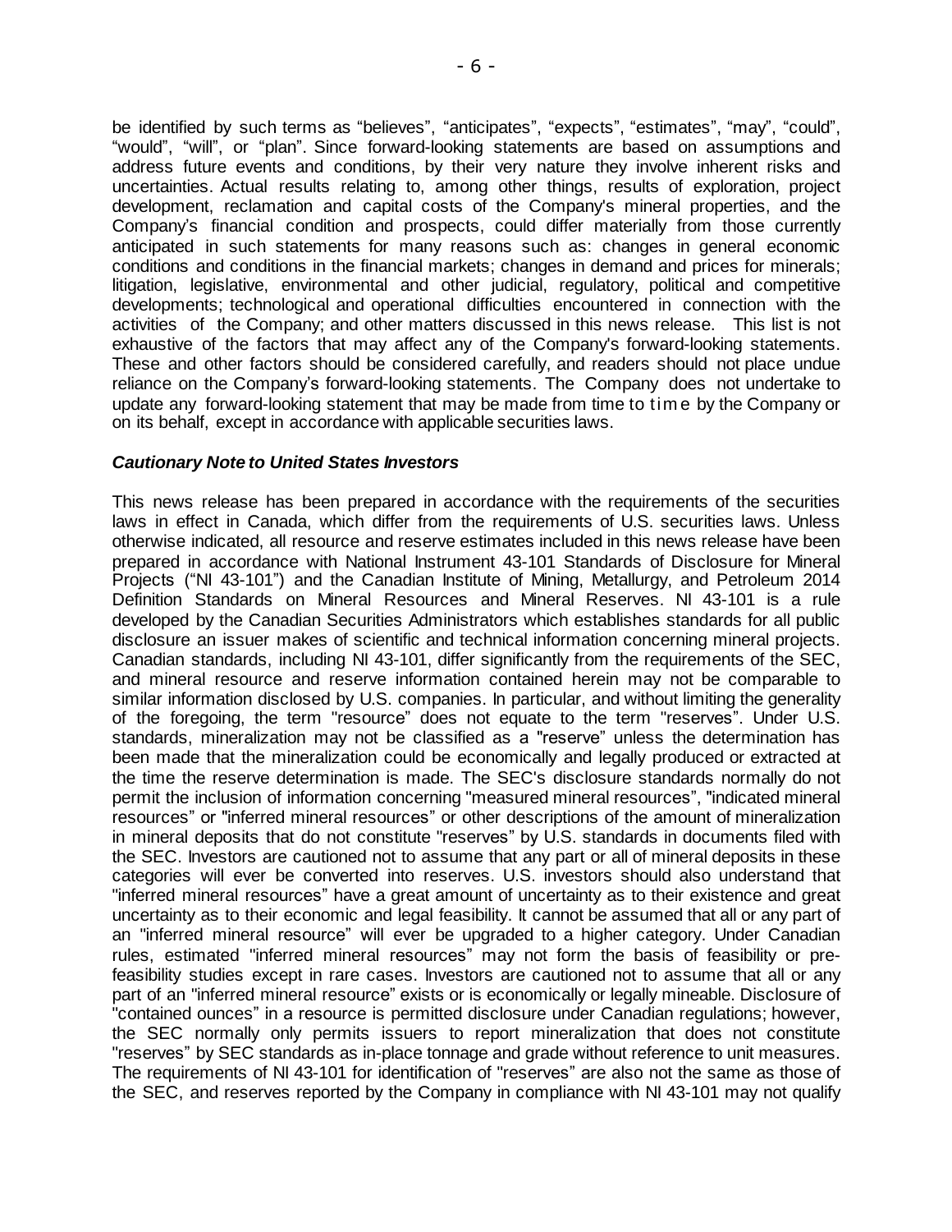be identified by such terms as "believes", "anticipates", "expects", "estimates", "may", "could", "would", "will", or "plan". Since forward-looking statements are based on assumptions and address future events and conditions, by their very nature they involve inherent risks and uncertainties. Actual results relating to, among other things, results of exploration, project development, reclamation and capital costs of the Company's mineral properties, and the Company's financial condition and prospects, could differ materially from those currently anticipated in such statements for many reasons such as: changes in general economic conditions and conditions in the financial markets; changes in demand and prices for minerals; litigation, legislative, environmental and other judicial, regulatory, political and competitive developments; technological and operational difficulties encountered in connection with the activities of the Company; and other matters discussed in this news release. This list is not exhaustive of the factors that may affect any of the Company's forward-looking statements. These and other factors should be considered carefully, and readers should not place undue reliance on the Company's forward-looking statements. The Company does not undertake to update any forward-looking statement that may be made from time to time by the Company or on its behalf, except in accordance with applicable securities laws.

***Cautionary Note to United States Investors***

This news release has been prepared in accordance with the requirements of the securities laws in effect in Canada, which differ from the requirements of U.S. securities laws. Unless otherwise indicated, all resource and reserve estimates included in this news release have been prepared in accordance with National Instrument 43-101 Standards of Disclosure for Mineral Projects ("NI 43-101") and the Canadian Institute of Mining, Metallurgy, and Petroleum 2014 Definition Standards on Mineral Resources and Mineral Reserves. NI 43-101 is a rule developed by the Canadian Securities Administrators which establishes standards for all public disclosure an issuer makes of scientific and technical information concerning mineral projects. Canadian standards, including NI 43-101, differ significantly from the requirements of the SEC, and mineral resource and reserve information contained herein may not be comparable to similar information disclosed by U.S. companies. In particular, and without limiting the generality of the foregoing, the term "resource" does not equate to the term "reserves". Under U.S. standards, mineralization may not be classified as a "reserve" unless the determination has been made that the mineralization could be economically and legally produced or extracted at the time the reserve determination is made. The SEC's disclosure standards normally do not permit the inclusion of information concerning "measured mineral resources", "indicated mineral resources" or "inferred mineral resources" or other descriptions of the amount of mineralization in mineral deposits that do not constitute "reserves" by U.S. standards in documents filed with the SEC. Investors are cautioned not to assume that any part or all of mineral deposits in these categories will ever be converted into reserves. U.S. investors should also understand that "inferred mineral resources" have a great amount of uncertainty as to their existence and great uncertainty as to their economic and legal feasibility. It cannot be assumed that all or any part of an "inferred mineral resource" will ever be upgraded to a higher category. Under Canadian rules, estimated "inferred mineral resources" may not form the basis of feasibility or pre-feasibility studies except in rare cases. Investors are cautioned not to assume that all or any part of an "inferred mineral resource" exists or is economically or legally mineable. Disclosure of "contained ounces" in a resource is permitted disclosure under Canadian regulations; however, the SEC normally only permits issuers to report mineralization that does not constitute "reserves" by SEC standards as in-place tonnage and grade without reference to unit measures. The requirements of NI 43-101 for identification of "reserves" are also not the same as those of the SEC, and reserves reported by the Company in compliance with NI 43-101 may not qualify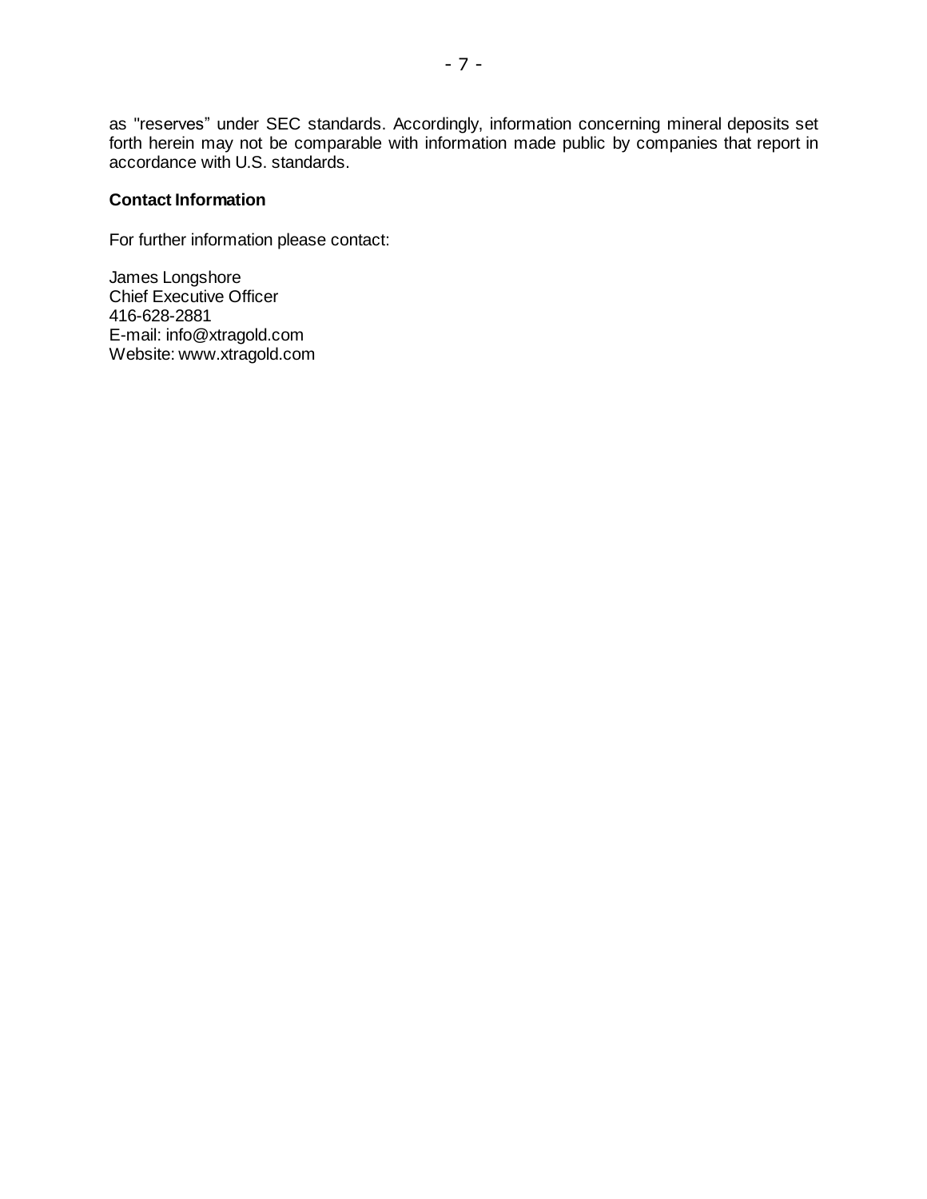as "reserves" under SEC standards. Accordingly, information concerning mineral deposits set forth herein may not be comparable with information made public by companies that report in accordance with U.S. standards.

**Contact Information**

For further information please contact:

James Longshore
Chief Executive Officer
416-628-2881
E-mail: info@xtragold.com
Website: www.xtragold.com